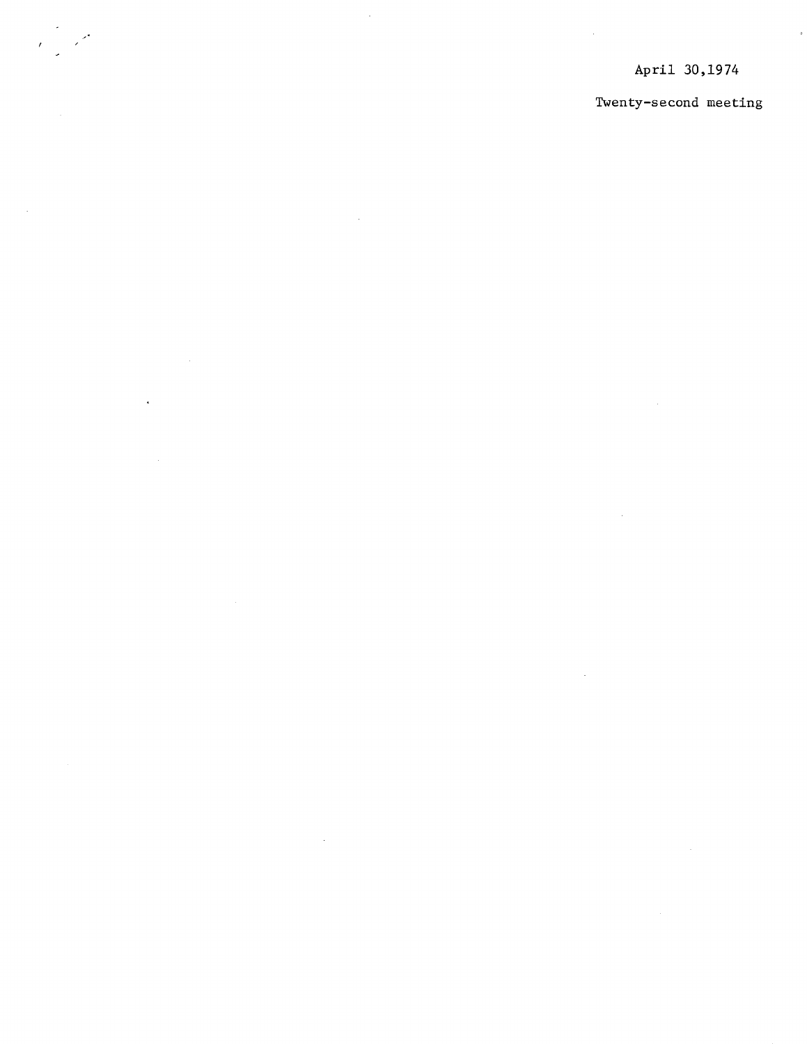April 30,1974

Twenty-second meeting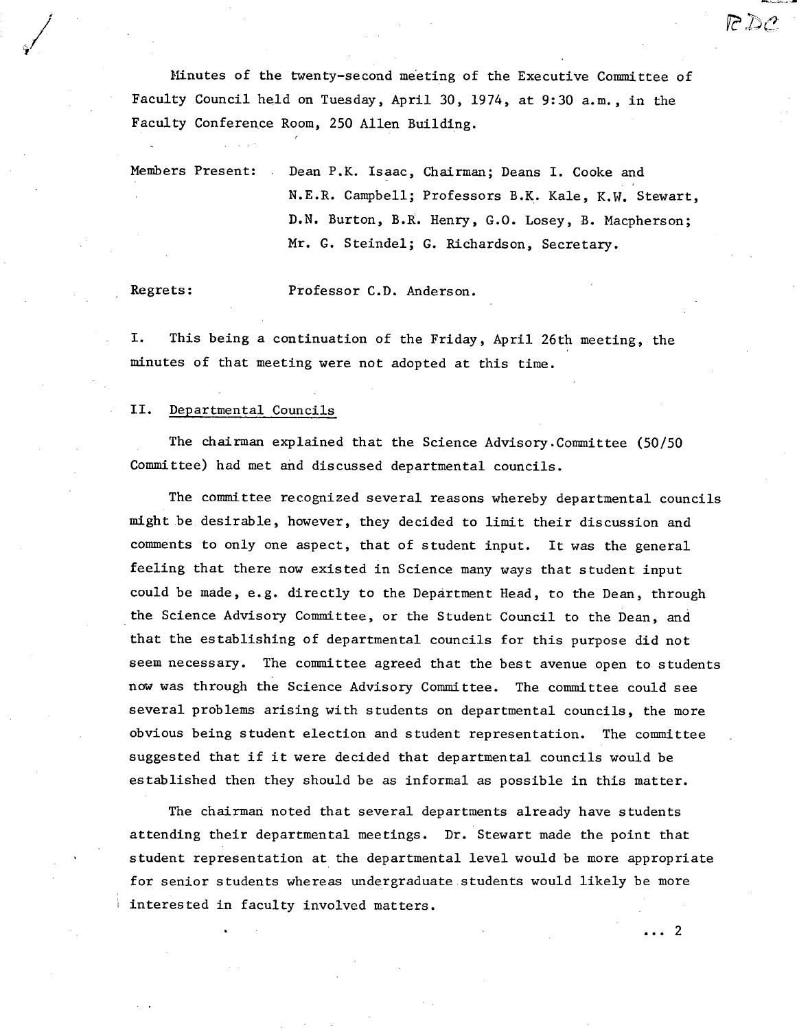Minutes of the twenty-second meeting of the Executive Committee of Faculty Council held on Tuesday, April 30, 1974, at 9:30 a.m., in the Faculty Conference Room, 250 Allen Building.

Members Present: Dean P.K. Isaac, Chairman; Deans I. Cooke and N.E.R. Campbell; Professors B.K. Kale, K.W. Stewart, D.N. Burton, B.R. Henry, G.O. Losey, B. Macpherson; Mr. G. Steindel; G. Richardson, Secretary.

Regrets: Professor C.D. Anderson.

I. This being a continuation of the Friday, April 26th meeting, the minutes of that meeting were not adopted at this time.

II. Departmental Councils

The chairman explained that the Science Advisory Committee (50/50 Committee) had met and discussed departmental councils.

The committee recognized several reasons whereby departmental councils might be desirable, however, they decided to limit their discussion and comments to only one aspect, that of student input. It was the general feeling that there now existed in Science many ways that student input could be made, e.g. directly to the Department Head, to the Dean, through the Science Advisory Committee, or the Student Council to the Dean, and that the establishing of departmental councils for this purpose did not seem necessary. The committee agreed that the best avenue open to students now was through the Science Advisory Committee. The committee could see several problems arising with students on departmental councils, the more obvious being student election and student representation. The committee suggested that if it were decided that departmental councils would be established then they should be as informal as possible in this matter.

The chairman noted that several departments already have students attending their departmental meetings. Dr. Stewart made the point that student representation at the departmental level would be more appropriate for senior students whereas undergraduate students would likely be more interested in faculty involved matters.

... 2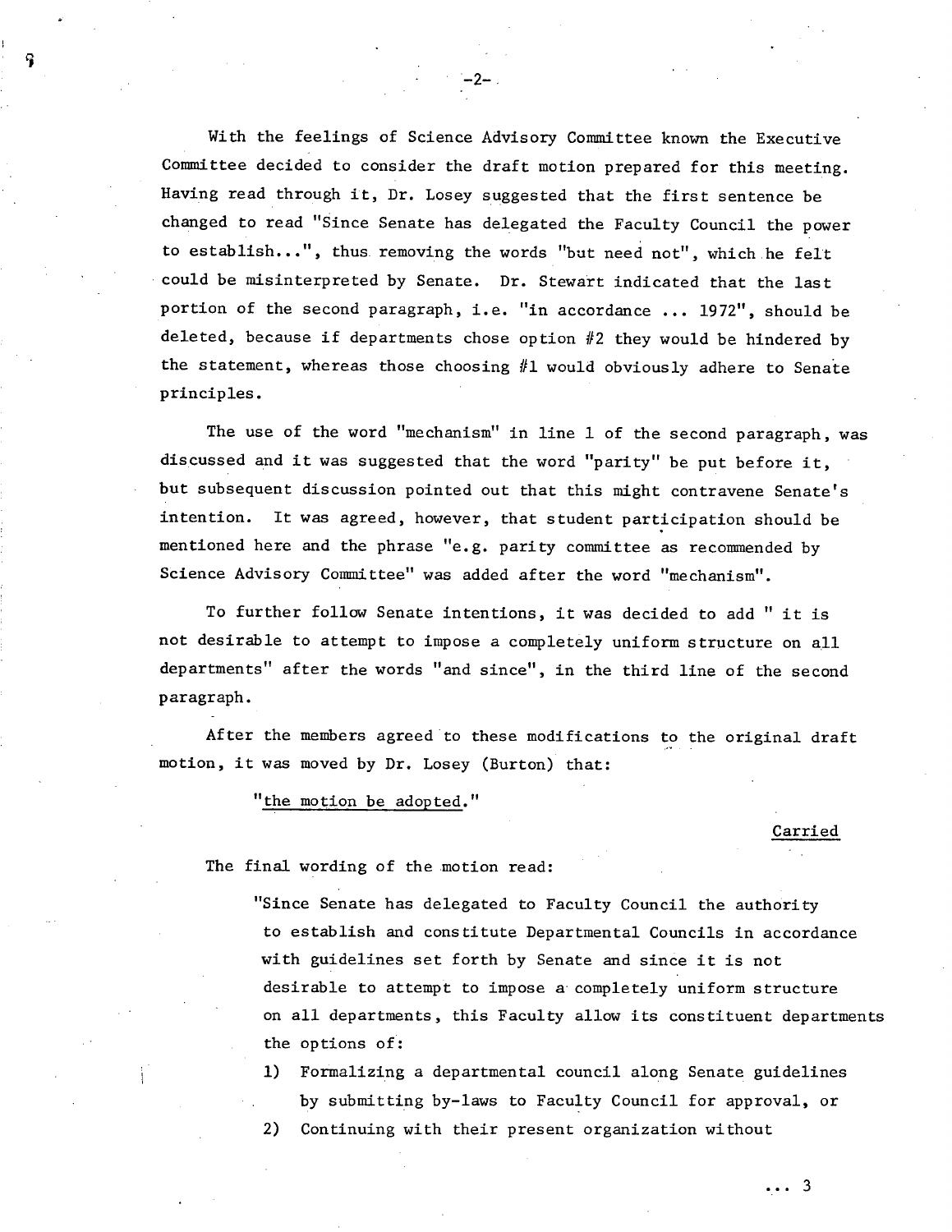With the feelings of Science Advisory Committee known the Executive Committee decided to consider the draft motion prepared for this meeting. Having read through it, Dr. Losey suggested that the first sentence be changed to read "Since Senate has delegated the Faculty Council the power to establish...", thus removing the words "but need not", which he felt could be misinterpreted by Senate. Dr. Stewart indicated that the last portion of the second paragraph, i.e. "in accordance ... 1972", should be deleted, because if departments chose option #2 they would be hindered by the statement, whereas those choosing #1 would obviously adhere to Senate principles.

The use of the word "mechanism" in line 1 of the second paragraph, was discussed and it was suggested that the word "parity" be put before it, but subsequent discussion pointed out that this might contravene Senate's intention. It was agreed, however, that student participation should be mentioned here and the phrase "e.g. parity committee as recommended by Science Advisory Committee" was added after the word "mechanism".

To further follow Senate intentions, it was decided to add " it is not desirable to attempt to impose a completely uniform structure on all departments" after the words "and since", in the third line of the second paragraph.

After the members agreed to these modifications to the original draft motion, it was moved by Dr. Losey (Burton) that:

"<u>the motion be adopted</u>."

<u>Carried</u>

The final wording of the motion read:

"Since Senate has delegated to Faculty Council the authority to establish and constitute Departmental Councils in accordance with guidelines set forth by Senate and since it is not desirable to attempt to impose a completely uniform structure on all departments, this Faculty allow its constituent departments the options of:

1) Formalizing a departmental council along Senate guidelines by submitting by-laws to Faculty Council for approval, or
2) Continuing with their present organization without

... 3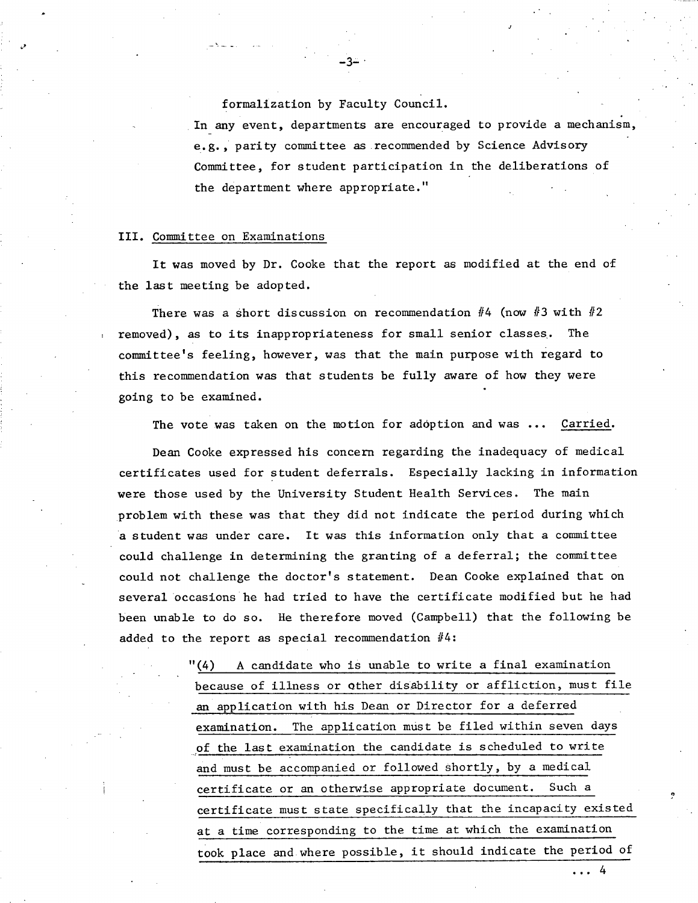formalization by Faculty Council.

In any event, departments are encouraged to provide a mechanism, e.g., parity committee as recommended by Science Advisory Committee, for student participation in the deliberations of the department where appropriate."

## III. Committee on Examinations

It was moved by Dr. Cooke that the report as modified at the end of the last meeting be adopted.

There was a short discussion on recommendation #4 (now #3 with #2 removed), as to its inappropriateness for small senior classes. The committee's feeling, however, was that the main purpose with regard to this recommendation was that students be fully aware of how they were going to be examined.

The vote was taken on the motion for adoption and was ... Carried.

Dean Cooke expressed his concern regarding the inadequacy of medical certificates used for student deferrals. Especially lacking in information were those used by the University Student Health Services. The main problem with these was that they did not indicate the period during which a student was under care. It was this information only that a committee could challenge in determining the granting of a deferral; the committee could not challenge the doctor's statement. Dean Cooke explained that on several occasions he had tried to have the certificate modified but he had been unable to do so. He therefore moved (Campbell) that the following be added to the report as special recommendation #4:

> "(4) A candidate who is unable to write a final examination because of illness or other disability or affliction, must file an application with his Dean or Director for a deferred examination. The application must be filed within seven days of the last examination the candidate is scheduled to write and must be accompanied or followed shortly, by a medical certificate or an otherwise appropriate document. Such a certificate must state specifically that the incapacity existed at a time corresponding to the time at which the examination took place and where possible, it should indicate the period of

... 4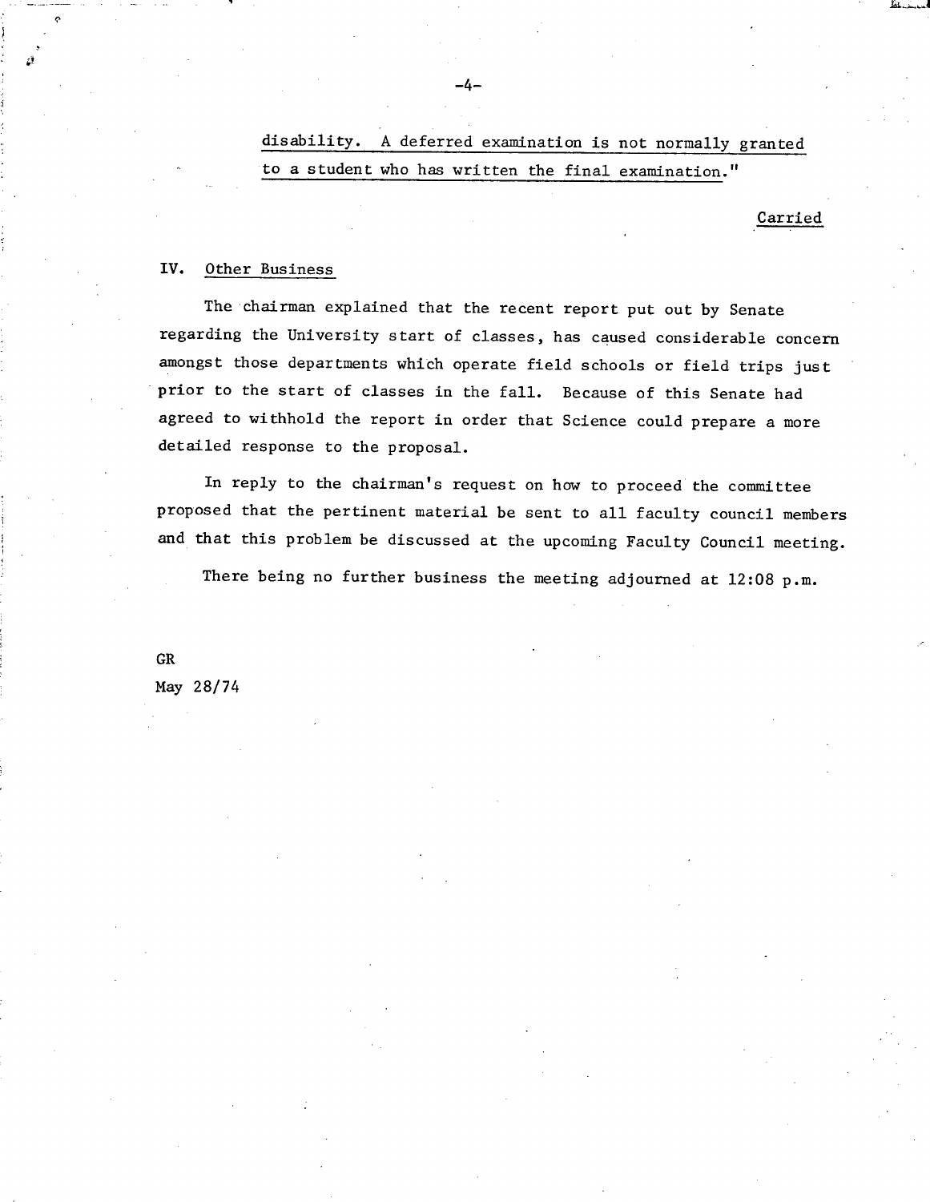disability. A deferred examination is not normally granted to a student who has written the final examination."

Carried

## IV. Other Business

The chairman explained that the recent report put out by Senate regarding the University start of classes, has caused considerable concern amongst those departments which operate field schools or field trips just prior to the start of classes in the fall. Because of this Senate had agreed to withhold the report in order that Science could prepare a more detailed response to the proposal.

In reply to the chairman's request on how to proceed the committee proposed that the pertinent material be sent to all faculty council members and that this problem be discussed at the upcoming Faculty Council meeting.

There being no further business the meeting adjourned at 12:08 p.m.

GR
May 28/74